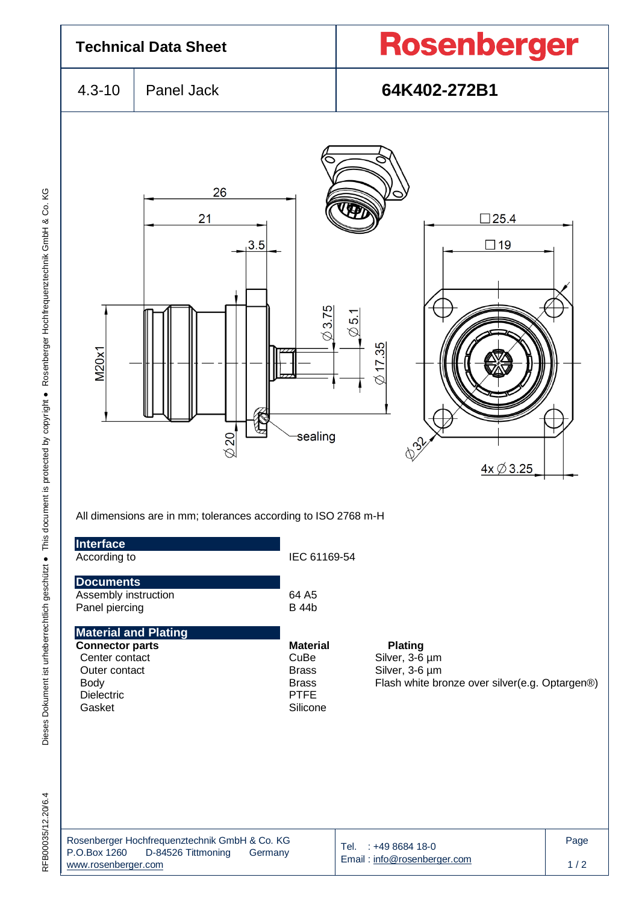# Technical Data Sheet

**Rosenberger**

| 4.3-10 | Panel Jack | **64K402-272B1** |
|---|---|---|

All dimensions are in mm; tolerances according to ISO 2768 m-H

## Interface

| | |
|---|---|
| According to | IEC 61169-54 |

## Documents

| | |
|---|---|
| Assembly instruction | 64 A5 |
| Panel piercing | B 44b |

## Material and Plating

| **Connector parts** | **Material** | **Plating** |
|---|---|---|
| Center contact | CuBe | Silver, 3-6 µm |
| Outer contact | Brass | Silver, 3-6 µm |
| Body | Brass | Flash white bronze over silver(e.g. Optargen®) |
| Dielectric | PTFE | |
| Gasket | Silicone | |

Rosenberger Hochfrequenztechnik GmbH & Co. KG
P.O.Box 1260 D-84526 Tittmoning Germany
www.rosenberger.com

Tel. : +49 8684 18-0
Email : info@rosenberger.com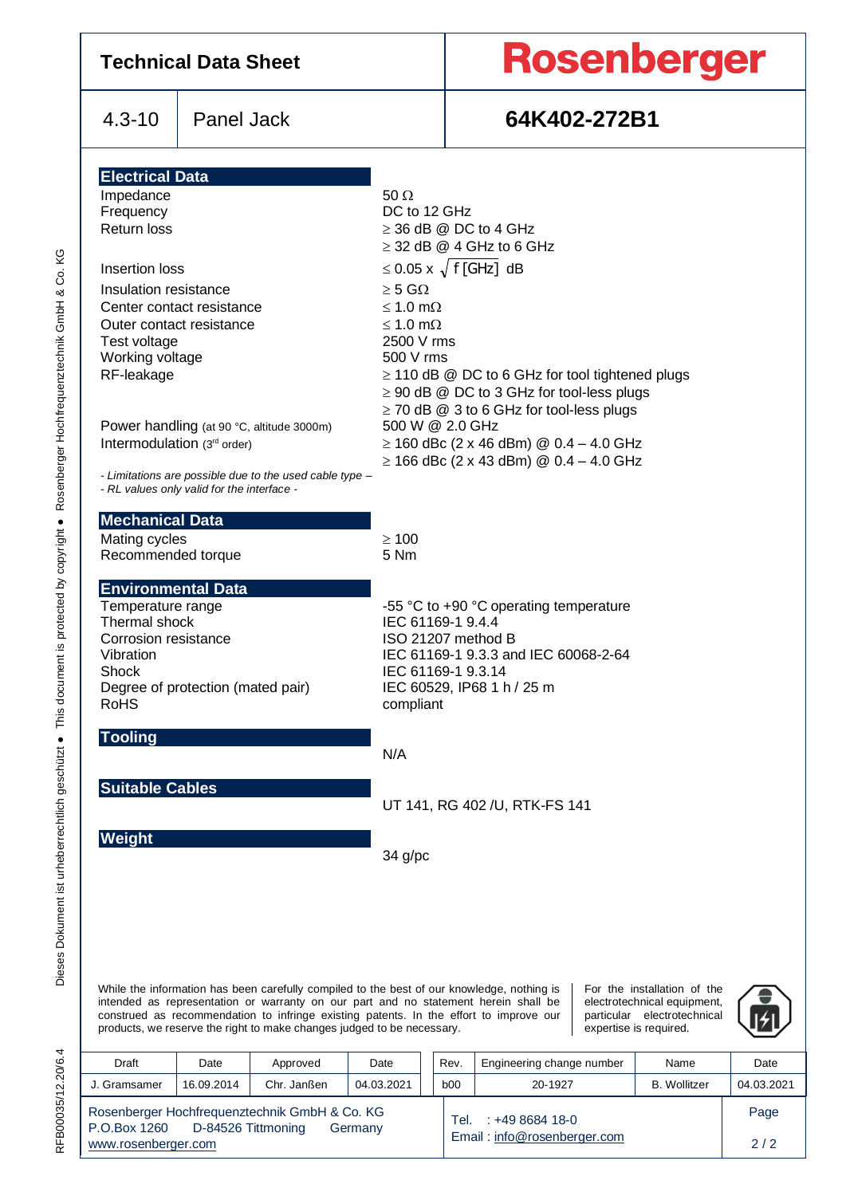# Technical Data Sheet

**Rosenberger**

| 4.3-10 | Panel Jack | 64K402-272B1 |
|---|---|---|

## Electrical Data

| | |
|---|---|
| Impedance | 50 Ω |
| Frequency | DC to 12 GHz |
| Return loss | ≥ 36 dB @ DC to 4 GHz<br>≥ 32 dB @ 4 GHz to 6 GHz |
| Insertion loss | $\leq 0.05 \times \sqrt{f\,[\text{GHz}]}$ dB |
| Insulation resistance | ≥ 5 GΩ |
| Center contact resistance | ≤ 1.0 mΩ |
| Outer contact resistance | ≤ 1.0 mΩ |
| Test voltage | 2500 V rms |
| Working voltage | 500 V rms |
| RF-leakage | ≥ 110 dB @ DC to 6 GHz for tool tightened plugs<br>≥ 90 dB @ DC to 3 GHz for tool-less plugs<br>≥ 70 dB @ 3 to 6 GHz for tool-less plugs |
| Power handling (at 90 °C, altitude 3000m) | 500 W @ 2.0 GHz |
| Intermodulation (3rd order) | ≥ 160 dBc (2 x 46 dBm) @ 0.4 – 4.0 GHz<br>≥ 166 dBc (2 x 43 dBm) @ 0.4 – 4.0 GHz |

*- Limitations are possible due to the used cable type –*
*- RL values only valid for the interface -*

## Mechanical Data

| | |
|---|---|
| Mating cycles | ≥ 100 |
| Recommended torque | 5 Nm |

## Environmental Data

| | |
|---|---|
| Temperature range | -55 °C to +90 °C operating temperature |
| Thermal shock | IEC 61169-1 9.4.4 |
| Corrosion resistance | ISO 21207 method B |
| Vibration | IEC 61169-1 9.3.3 and IEC 60068-2-64 |
| Shock | IEC 61169-1 9.3.14 |
| Degree of protection (mated pair) | IEC 60529, IP68 1 h / 25 m |
| RoHS | compliant |

## Tooling

N/A

## Suitable Cables

UT 141, RG 402 /U, RTK-FS 141

## Weight

34 g/pc

While the information has been carefully compiled to the best of our knowledge, nothing is intended as representation or warranty on our part and no statement herein shall be construed as recommendation to infringe existing patents. In the effort to improve our products, we reserve the right to make changes judged to be necessary.

For the installation of the electrotechnical equipment, particular electrotechnical expertise is required.

| Draft | Date | Approved | Date | Rev. | Engineering change number | Name | Date |
|---|---|---|---|---|---|---|---|
| J. Gramsamer | 16.09.2014 | Chr. Janßen | 04.03.2021 | b00 | 20-1927 | B. Wollitzer | 04.03.2021 |

Rosenberger Hochfrequenztechnik GmbH & Co. KG
P.O.Box 1260 D-84526 Tittmoning Germany
www.rosenberger.com

Tel. : +49 8684 18-0
Email : info@rosenberger.com

RFB00035/12.20/6.4

Dieses Dokument ist urheberrechtlich geschützt ● This document is protected by copyright ● Rosenberger Hochfrequenztechnik GmbH & Co. KG